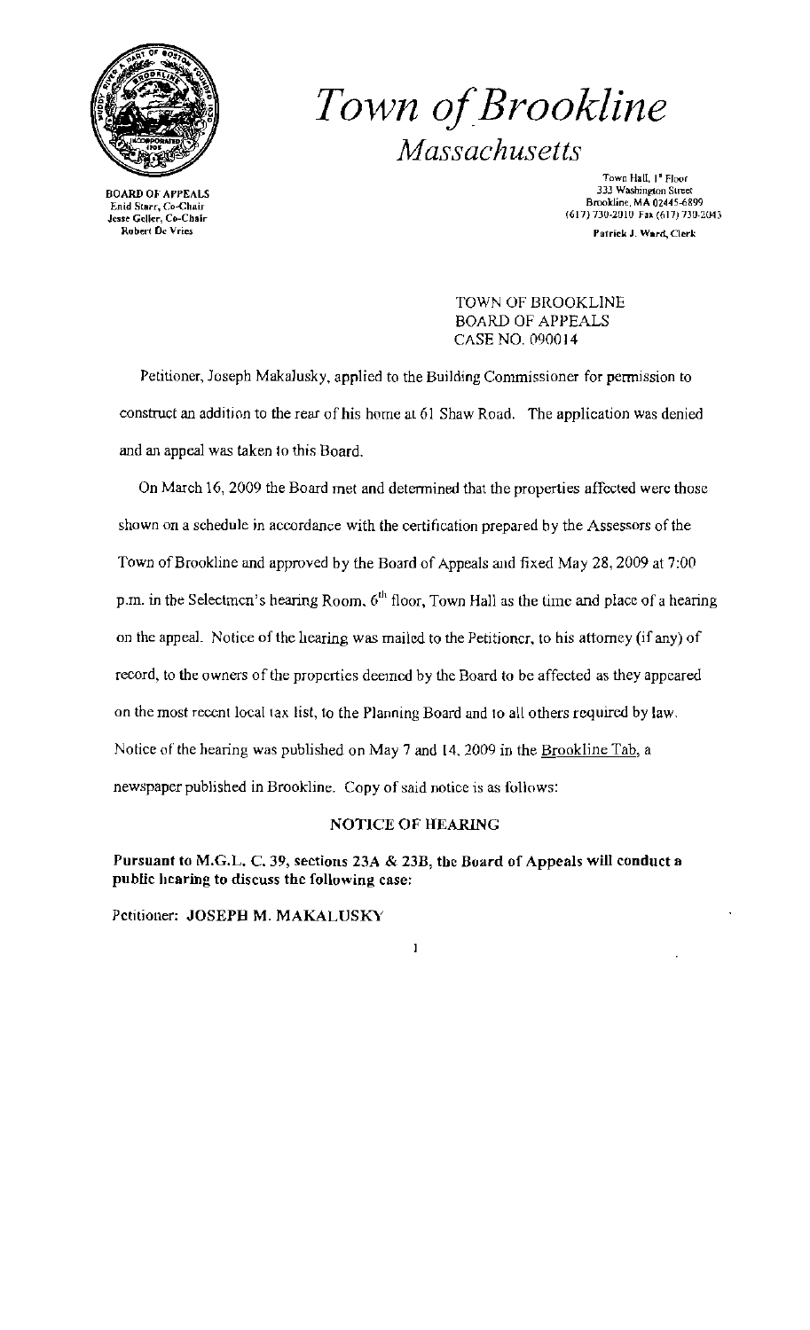# Town of Brookline

## Massachusetts

BOARD OF APPEALS
Enid Starr, Co-Chair
Jesse Geller, Co-Chair
Robert De Vries

Town Hall, 1st Floor
333 Washington Street
Brookline, MA 02445-6899
(617) 730-2010 Fax (617) 730-2043

Patrick J. Ward, Clerk

TOWN OF BROOKLINE
BOARD OF APPEALS
CASE NO. 090014

Petitioner, Joseph Makalusky, applied to the Building Commissioner for permission to construct an addition to the rear of his home at 61 Shaw Road. The application was denied and an appeal was taken to this Board.

On March 16, 2009 the Board met and determined that the properties affected were those shown on a schedule in accordance with the certification prepared by the Assessors of the Town of Brookline and approved by the Board of Appeals and fixed May 28, 2009 at 7:00 p.m. in the Selectmen's hearing Room, 6th floor, Town Hall as the time and place of a hearing on the appeal. Notice of the hearing was mailed to the Petitioner, to his attorney (if any) of record, to the owners of the properties deemed by the Board to be affected as they appeared on the most recent local tax list, to the Planning Board and to all others required by law. Notice of the hearing was published on May 7 and 14, 2009 in the Brookline Tab, a newspaper published in Brookline. Copy of said notice is as follows:

**NOTICE OF HEARING**

**Pursuant to M.G.L. C. 39, sections 23A & 23B, the Board of Appeals will conduct a public hearing to discuss the following case:**

Petitioner: **JOSEPH M. MAKALUSKY**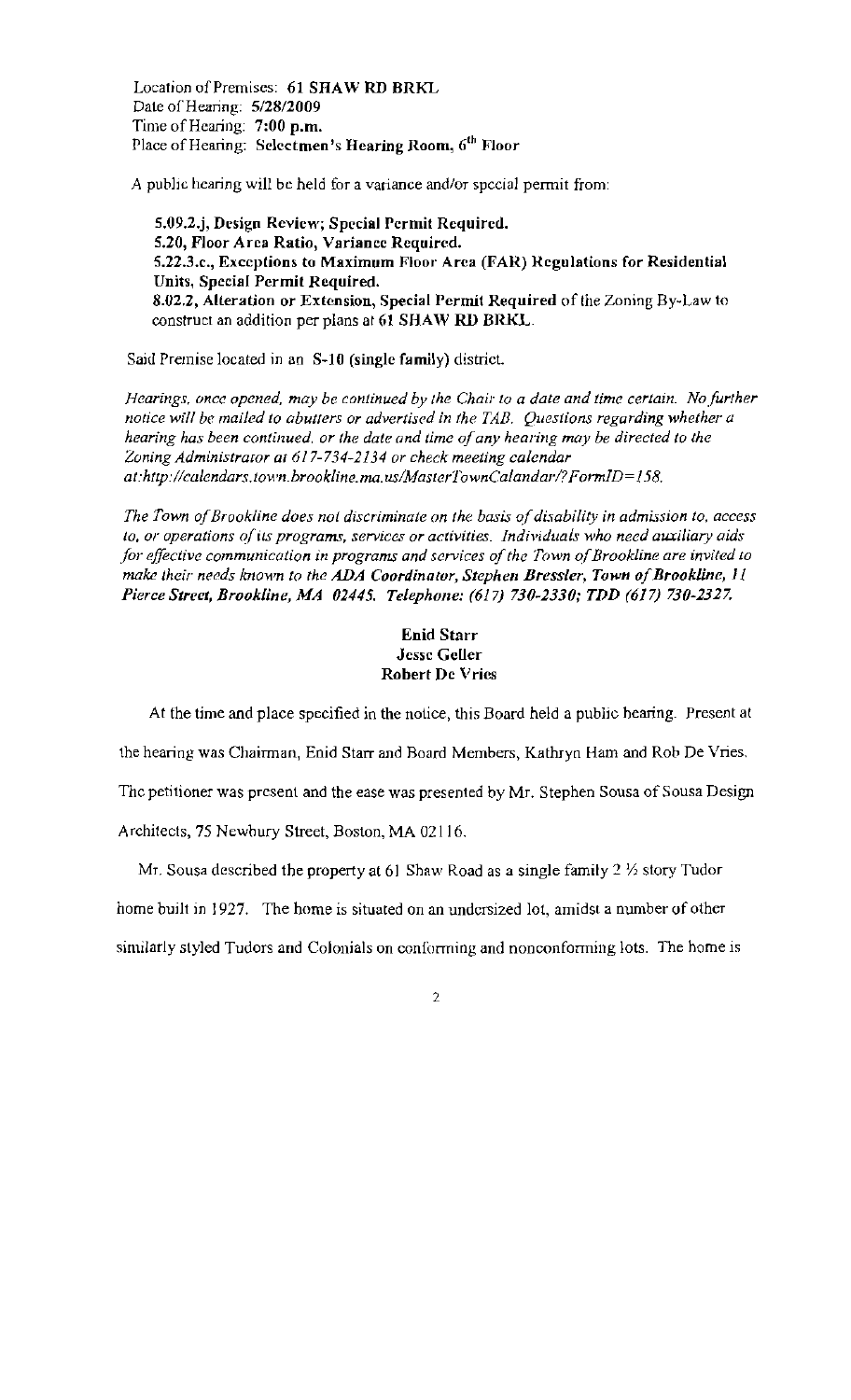Location of Premises: **61 SHAW RD BRKL**
Date of Hearing: **5/28/2009**
Time of Hearing: **7:00 p.m.**
Place of Hearing: **Selectmen's Hearing Room, 6th Floor**

A public hearing will be held for a variance and/or special permit from:

> **5.09.2.j, Design Review; Special Permit Required.**
> **5.20, Floor Area Ratio, Variance Required.**
> **5.22.3.c., Exceptions to Maximum Floor Area (FAR) Regulations for Residential Units, Special Permit Required.**
> **8.02.2, Alteration or Extension, Special Permit Required** of the Zoning By-Law to construct an addition per plans at **61 SHAW RD BRKL**.

Said Premise located in an **S-10 (single family)** district.

*Hearings, once opened, may be continued by the Chair to a date and time certain. No further notice will be mailed to abutters or advertised in the TAB. Questions regarding whether a hearing has been continued, or the date and time of any hearing may be directed to the Zoning Administrator at 617-734-2134 or check meeting calendar at:http://calendars.town.brookline.ma.us/MasterTownCalandar/?FormID=158.*

*The Town of Brookline does not discriminate on the basis of disability in admission to, access to, or operations of its programs, services or activities. Individuals who need auxiliary aids for effective communication in programs and services of the Town of Brookline are invited to make their needs known to the **ADA Coordinator, Stephen Bressler, Town of Brookline, 11 Pierce Street, Brookline, MA 02445. Telephone: (617) 730-2330; TDD (617) 730-2327.***

**Enid Starr**
**Jesse Geller**
**Robert De Vries**

At the time and place specified in the notice, this Board held a public hearing. Present at the hearing was Chairman, Enid Starr and Board Members, Kathryn Ham and Rob De Vries. The petitioner was present and the case was presented by Mr. Stephen Sousa of Sousa Design Architects, 75 Newbury Street, Boston, MA 02116.

Mr. Sousa described the property at 61 Shaw Road as a single family 2 ½ story Tudor home built in 1927. The home is situated on an undersized lot, amidst a number of other similarly styled Tudors and Colonials on conforming and nonconforming lots. The home is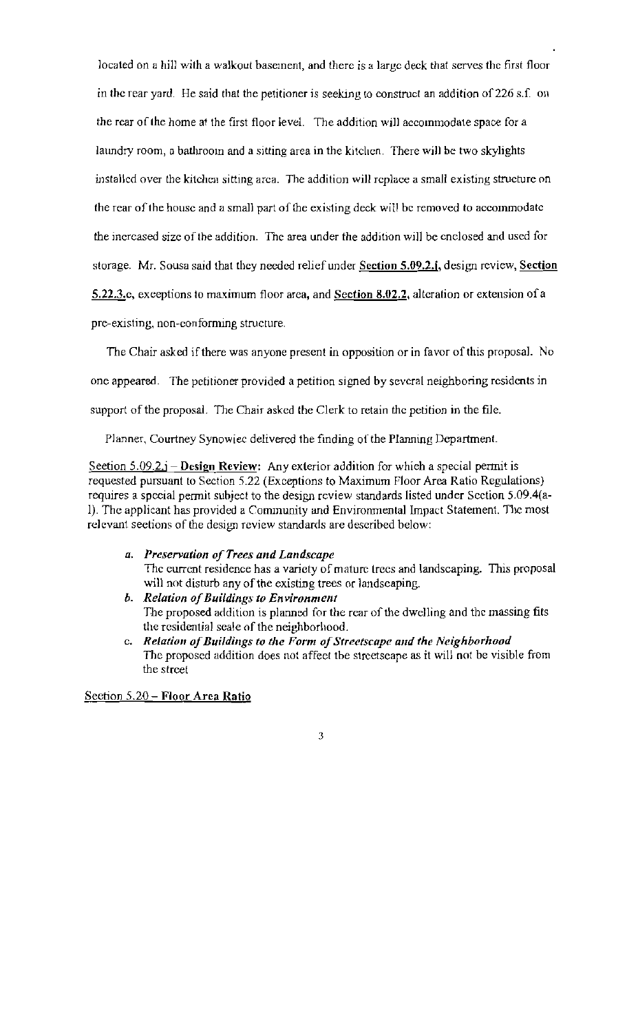located on a hill with a walkout basement, and there is a large deck that serves the first floor in the rear yard. He said that the petitioner is seeking to construct an addition of 226 s.f. on the rear of the home at the first floor level. The addition will accommodate space for a laundry room, a bathroom and a sitting area in the kitchen. There will be two skylights installed over the kitchen sitting area. The addition will replace a small existing structure on the rear of the house and a small part of the existing deck will be removed to accommodate the increased size of the addition. The area under the addition will be enclosed and used for storage. Mr. Sousa said that they needed relief under **Section 5.09.2.j**, design review, **Section 5.22.3.c**, exceptions to maximum floor area, and **Section 8.02.2**, alteration or extension of a pre-existing, non-conforming structure.

The Chair asked if there was anyone present in opposition or in favor of this proposal. No one appeared. The petitioner provided a petition signed by several neighboring residents in support of the proposal. The Chair asked the Clerk to retain the petition in the file.

Planner, Courtney Synowiec delivered the finding of the Planning Department.

Section 5.09.2.j – **Design Review:** Any exterior addition for which a special permit is requested pursuant to Section 5.22 (Exceptions to Maximum Floor Area Ratio Regulations) requires a special permit subject to the design review standards listed under Section 5.09.4(a-l). The applicant has provided a Community and Environmental Impact Statement. The most relevant sections of the design review standards are described below:

- a. ***Preservation of Trees and Landscape***
  The current residence has a variety of mature trees and landscaping. This proposal will not disturb any of the existing trees or landscaping.
- b. ***Relation of Buildings to Environment***
  The proposed addition is planned for the rear of the dwelling and the massing fits the residential scale of the neighborhood.
- c. ***Relation of Buildings to the Form of Streetscape and the Neighborhood***
  The proposed addition does not affect the streetscape as it will not be visible from the street

Section 5.20 – **Floor Area Ratio**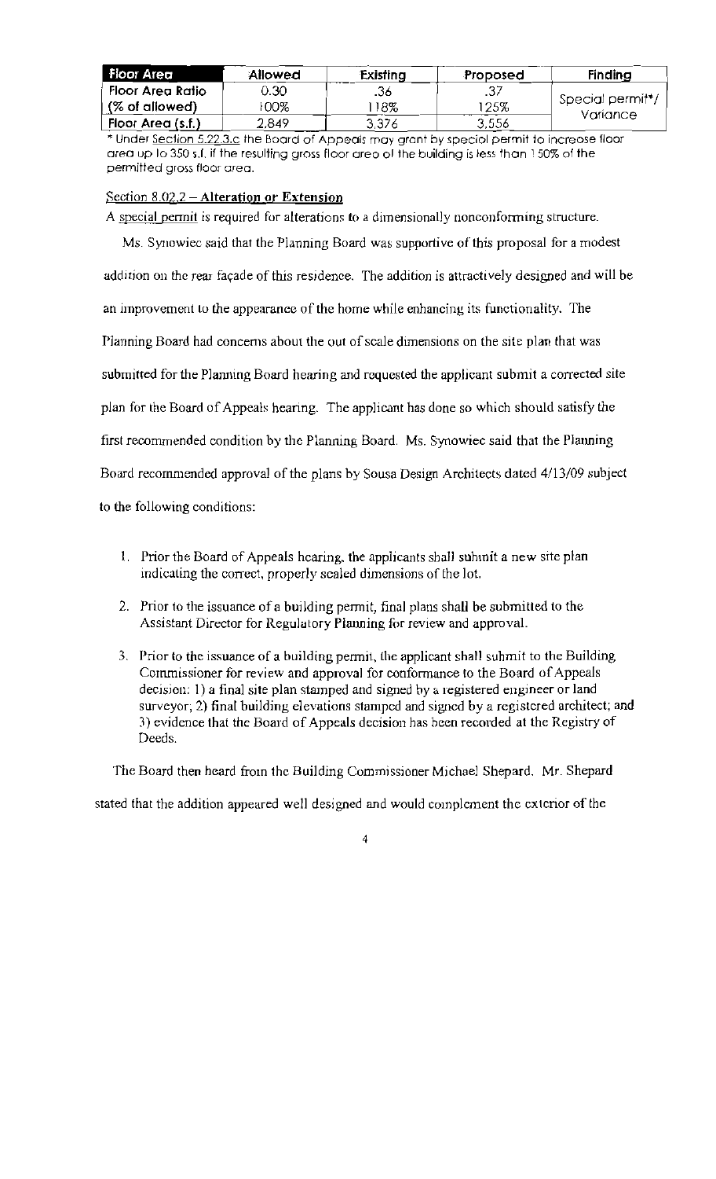| Floor Area | Allowed | Existing | Proposed | Finding |
|---|---|---|---|---|
| Floor Area Ratio | 0.30 | .36 | .37 | Special permit*/ Variance |
| (% of allowed) | 100% | 118% | 125% | |
| Floor Area (s.f.) | 2,849 | 3,376 | 3,556 | |

* Under Section 5.22.3.c the Board of Appeals may grant by special permit to increase floor area up to 350 s.f. if the resulting gross floor area of the building is less than 150% of the permitted gross floor area.

Section 8.02.2 – **Alteration or Extension**

A special permit is required for alterations to a dimensionally nonconforming structure.

Ms. Synowiec said that the Planning Board was supportive of this proposal for a modest addition on the rear façade of this residence. The addition is attractively designed and will be an improvement to the appearance of the home while enhancing its functionality. The Planning Board had concerns about the out of scale dimensions on the site plan that was submitted for the Planning Board hearing and requested the applicant submit a corrected site plan for the Board of Appeals hearing. The applicant has done so which should satisfy the first recommended condition by the Planning Board. Ms. Synowiec said that the Planning Board recommended approval of the plans by Sousa Design Architects dated 4/13/09 subject to the following conditions:

1. Prior the Board of Appeals hearing, the applicants shall submit a new site plan indicating the correct, properly scaled dimensions of the lot.
2. Prior to the issuance of a building permit, final plans shall be submitted to the Assistant Director for Regulatory Planning for review and approval.
3. Prior to the issuance of a building permit, the applicant shall submit to the Building Commissioner for review and approval for conformance to the Board of Appeals decision: 1) a final site plan stamped and signed by a registered engineer or land surveyor; 2) final building elevations stamped and signed by a registered architect; and 3) evidence that the Board of Appeals decision has been recorded at the Registry of Deeds.

The Board then heard from the Building Commissioner Michael Shepard. Mr. Shepard stated that the addition appeared well designed and would complement the exterior of the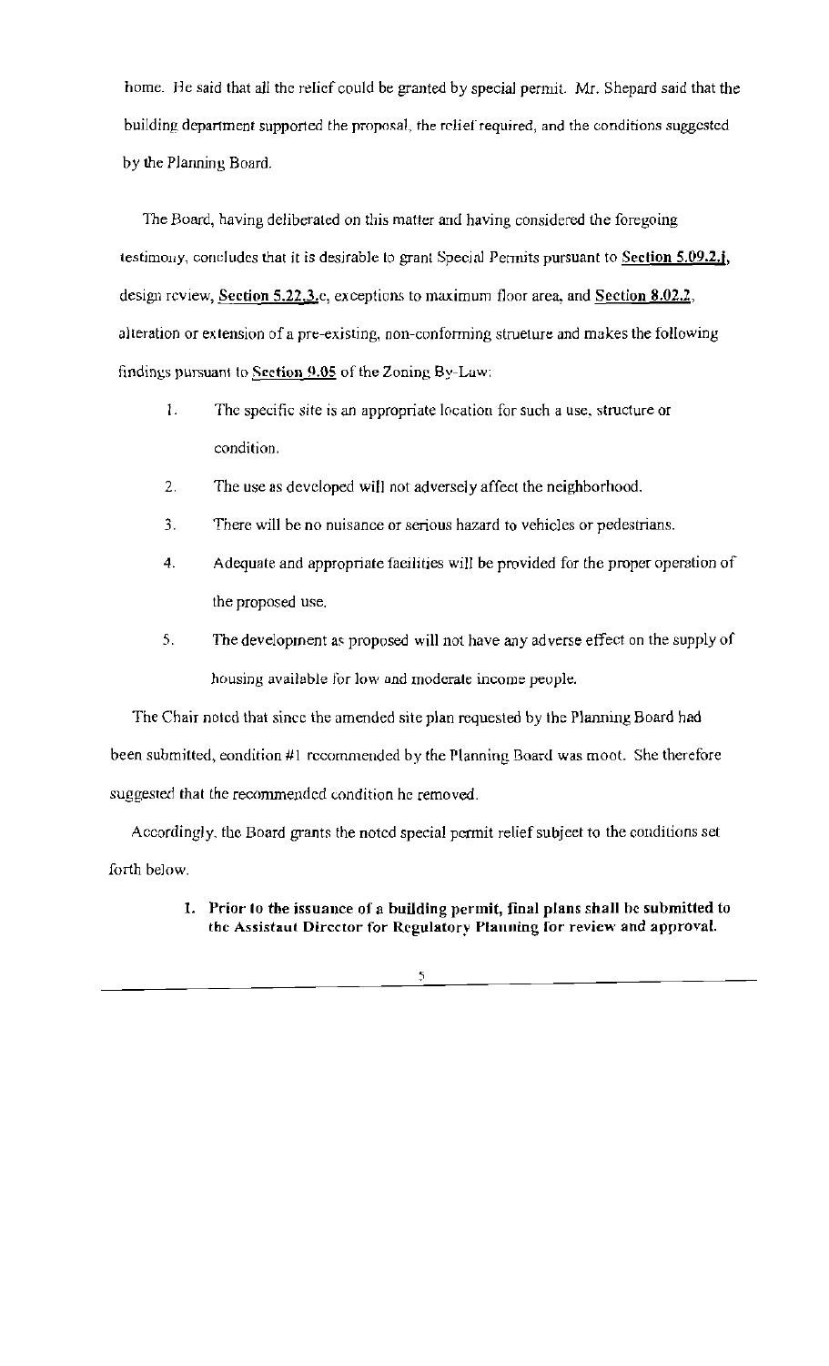home. He said that all the relief could be granted by special permit. Mr. Shepard said that the building department supported the proposal, the relief required, and the conditions suggested by the Planning Board.

The Board, having deliberated on this matter and having considered the foregoing testimony, concludes that it is desirable to grant Special Permits pursuant to **Section 5.09.2.j**, design review, **Section 5.22.3**.e, exceptions to maximum floor area, and **Section 8.02.2**, alteration or extension of a pre-existing, non-conforming structure and makes the following findings pursuant to **Section 9.05** of the Zoning By-Law:

1. The specific site is an appropriate location for such a use, structure or condition.
2. The use as developed will not adversely affect the neighborhood.
3. There will be no nuisance or serious hazard to vehicles or pedestrians.
4. Adequate and appropriate facilities will be provided for the proper operation of the proposed use.
5. The development as proposed will not have any adverse effect on the supply of housing available for low and moderate income people.

The Chair noted that since the amended site plan requested by the Planning Board had been submitted, condition #1 recommended by the Planning Board was moot. She therefore suggested that the recommended condition be removed.

Accordingly, the Board grants the noted special permit relief subject to the conditions set forth below.

1. **Prior to the issuance of a building permit, final plans shall be submitted to the Assistant Director for Regulatory Planning for review and approval.**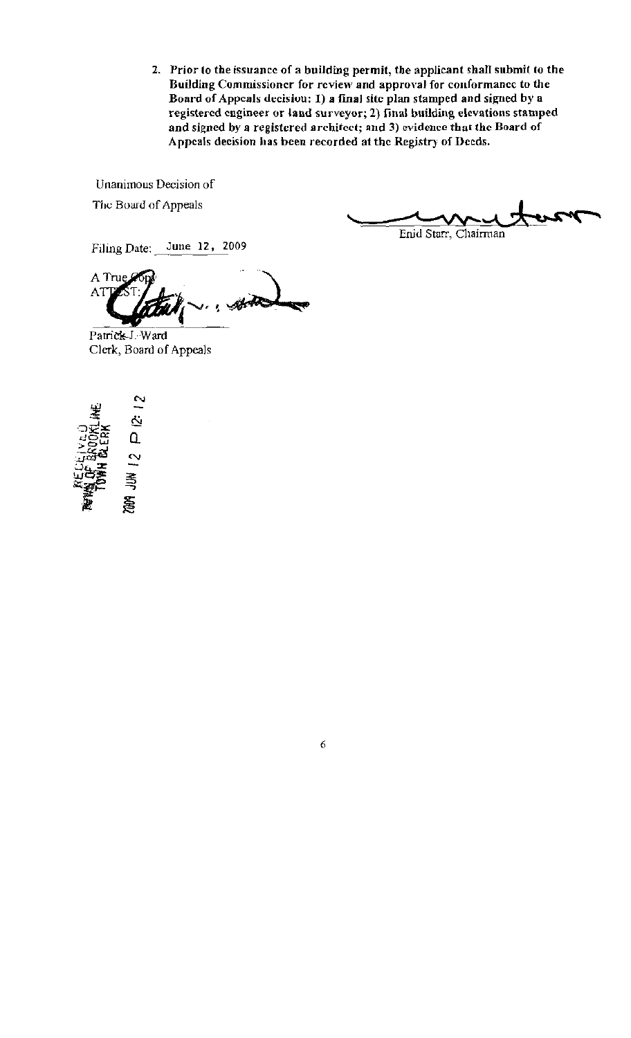2. **Prior to the issuance of a building permit, the applicant shall submit to the Building Commissioner for review and approval for conformance to the Board of Appeals decision: 1) a final site plan stamped and signed by a registered engineer or land surveyor; 2) final building elevations stamped and signed by a registered architect; and 3) evidence that the Board of Appeals decision has been recorded at the Registry of Deeds.**

Unanimous Decision of
The Board of Appeals

Enid Starr, Chairman

Filing Date: June 12, 2009

A True Copy
ATTEST:

Patrick J. Ward
Clerk, Board of Appeals

RECEIVED
TOWN OF BROOKLINE
TOWN CLERK
2009 JUN 12 P 12:12